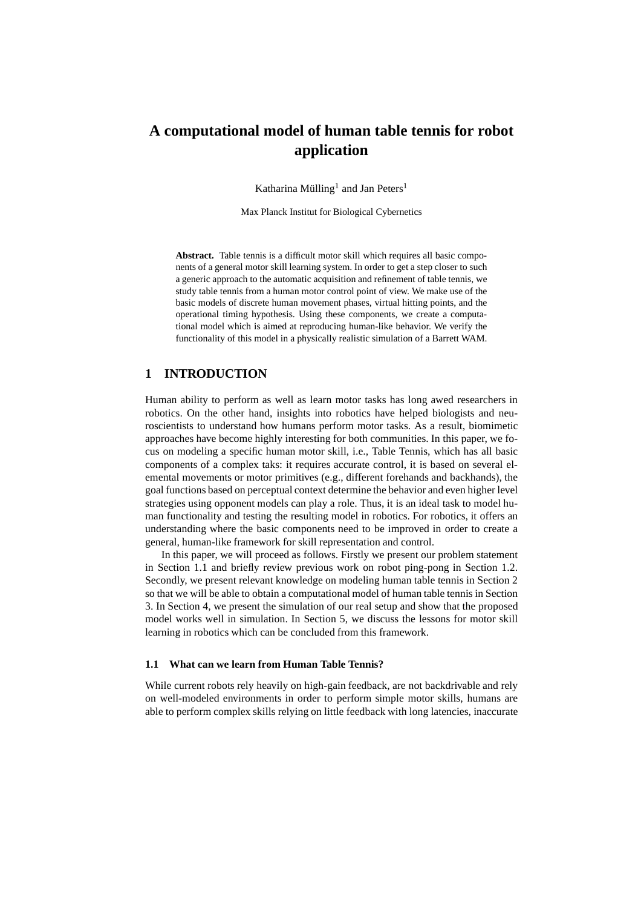# A computational model of human table tennis for robot application

Katharina Mülling[1] and Jan Peters[1]

Max Planck Institut for Biological Cybernetics

**Abstract.** Table tennis is a difficult motor skill which requires all basic components of a general motor skill learning system. In order to get a step closer to such a generic approach to the automatic acquisition and refinement of table tennis, we study table tennis from a human motor control point of view. We make use of the basic models of discrete human movement phases, virtual hitting points, and the operational timing hypothesis. Using these components, we create a computational model which is aimed at reproducing human-like behavior. We verify the functionality of this model in a physically realistic simulation of a Barrett WAM.

## 1 INTRODUCTION

Human ability to perform as well as learn motor tasks has long awed researchers in robotics. On the other hand, insights into robotics have helped biologists and neuroscientists to understand how humans perform motor tasks. As a result, biomimetic approaches have become highly interesting for both communities. In this paper, we focus on modeling a specific human motor skill, i.e., Table Tennis, which has all basic components of a complex taks: it requires accurate control, it is based on several elemental movements or motor primitives (e.g., different forehands and backhands), the goal functions based on perceptual context determine the behavior and even higher level strategies using opponent models can play a role. Thus, it is an ideal task to model human functionality and testing the resulting model in robotics. For robotics, it offers an understanding where the basic components need to be improved in order to create a general, human-like framework for skill representation and control.

In this paper, we will proceed as follows. Firstly we present our problem statement in Section 1.1 and briefly review previous work on robot ping-pong in Section 1.2. Secondly, we present relevant knowledge on modeling human table tennis in Section 2 so that we will be able to obtain a computational model of human table tennis in Section 3. In Section 4, we present the simulation of our real setup and show that the proposed model works well in simulation. In Section 5, we discuss the lessons for motor skill learning in robotics which can be concluded from this framework.

### 1.1 What can we learn from Human Table Tennis?

While current robots rely heavily on high-gain feedback, are not backdrivable and rely on well-modeled environments in order to perform simple motor skills, humans are able to perform complex skills relying on little feedback with long latencies, inaccurate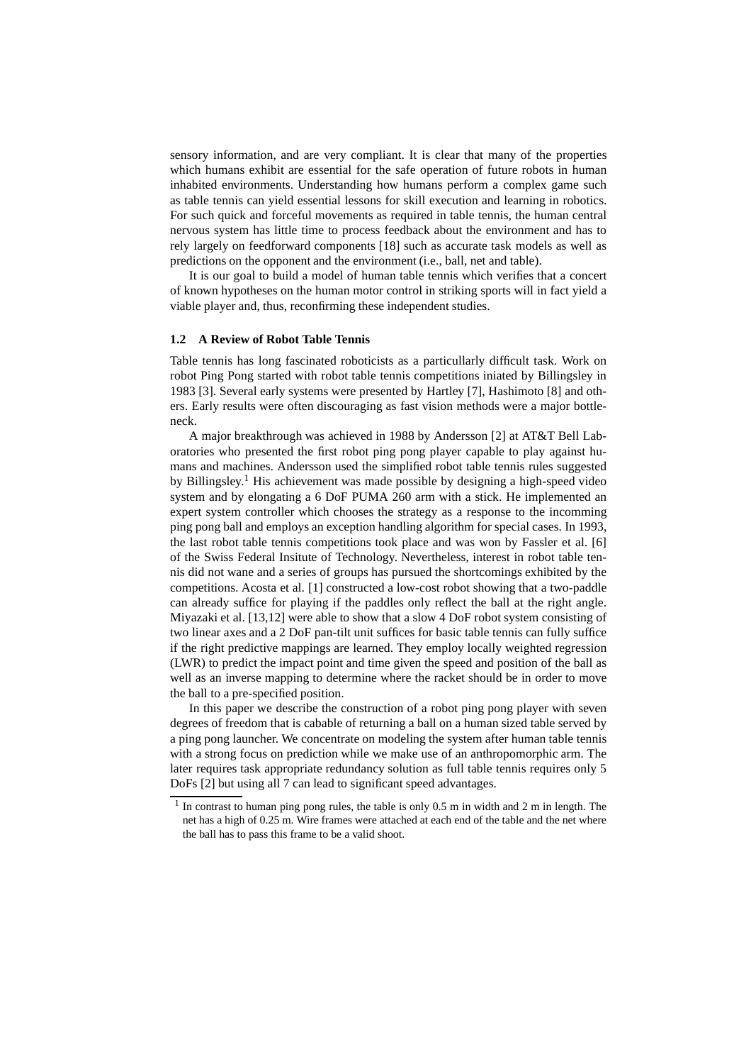sensory information, and are very compliant. It is clear that many of the properties which humans exhibit are essential for the safe operation of future robots in human inhabited environments. Understanding how humans perform a complex game such as table tennis can yield essential lessons for skill execution and learning in robotics. For such quick and forceful movements as required in table tennis, the human central nervous system has little time to process feedback about the environment and has to rely largely on feedforward components [18] such as accurate task models as well as predictions on the opponent and the environment (i.e., ball, net and table).

It is our goal to build a model of human table tennis which verifies that a concert of known hypotheses on the human motor control in striking sports will in fact yield a viable player and, thus, reconfirming these independent studies.

### 1.2 A Review of Robot Table Tennis

Table tennis has long fascinated roboticists as a particullarly difficult task. Work on robot Ping Pong started with robot table tennis competitions iniated by Billingsley in 1983 [3]. Several early systems were presented by Hartley [7], Hashimoto [8] and others. Early results were often discouraging as fast vision methods were a major bottleneck.

A major breakthrough was achieved in 1988 by Andersson [2] at AT&T Bell Laboratories who presented the first robot ping pong player capable to play against humans and machines. Andersson used the simplified robot table tennis rules suggested by Billingsley.[1] His achievement was made possible by designing a high-speed video system and by elongating a 6 DoF PUMA 260 arm with a stick. He implemented an expert system controller which chooses the strategy as a response to the incomming ping pong ball and employs an exception handling algorithm for special cases. In 1993, the last robot table tennis competitions took place and was won by Fassler et al. [6] of the Swiss Federal Insitute of Technology. Nevertheless, interest in robot table tennis did not wane and a series of groups has pursued the shortcomings exhibited by the competitions. Acosta et al. [1] constructed a low-cost robot showing that a two-paddle can already suffice for playing if the paddles only reflect the ball at the right angle. Miyazaki et al. [13,12] were able to show that a slow 4 DoF robot system consisting of two linear axes and a 2 DoF pan-tilt unit suffices for basic table tennis can fully suffice if the right predictive mappings are learned. They employ locally weighted regression (LWR) to predict the impact point and time given the speed and position of the ball as well as an inverse mapping to determine where the racket should be in order to move the ball to a pre-specified position.

In this paper we describe the construction of a robot ping pong player with seven degrees of freedom that is cabable of returning a ball on a human sized table served by a ping pong launcher. We concentrate on modeling the system after human table tennis with a strong focus on prediction while we make use of an anthropomorphic arm. The later requires task appropriate redundancy solution as full table tennis requires only 5 DoFs [2] but using all 7 can lead to significant speed advantages.

[1] In contrast to human ping pong rules, the table is only 0.5 m in width and 2 m in length. The net has a high of 0.25 m. Wire frames were attached at each end of the table and the net where the ball has to pass this frame to be a valid shoot.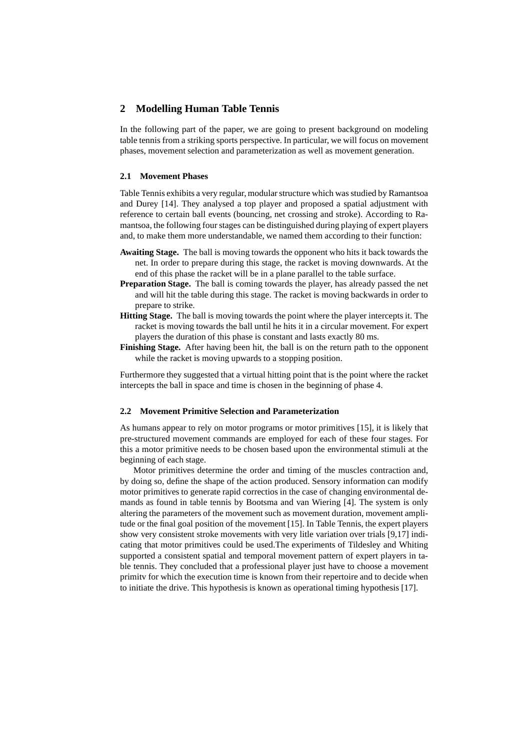## 2 Modelling Human Table Tennis

In the following part of the paper, we are going to present background on modeling table tennis from a striking sports perspective. In particular, we will focus on movement phases, movement selection and parameterization as well as movement generation.

### 2.1 Movement Phases

Table Tennis exhibits a very regular, modular structure which was studied by Ramantsoa and Durey [14]. They analysed a top player and proposed a spatial adjustment with reference to certain ball events (bouncing, net crossing and stroke). According to Ramantsoa, the following four stages can be distinguished during playing of expert players and, to make them more understandable, we named them according to their function:

**Awaiting Stage.** The ball is moving towards the opponent who hits it back towards the net. In order to prepare during this stage, the racket is moving downwards. At the end of this phase the racket will be in a plane parallel to the table surface.

**Preparation Stage.** The ball is coming towards the player, has already passed the net and will hit the table during this stage. The racket is moving backwards in order to prepare to strike.

**Hitting Stage.** The ball is moving towards the point where the player intercepts it. The racket is moving towards the ball until he hits it in a circular movement. For expert players the duration of this phase is constant and lasts exactly 80 ms.

**Finishing Stage.** After having been hit, the ball is on the return path to the opponent while the racket is moving upwards to a stopping position.

Furthermore they suggested that a virtual hitting point that is the point where the racket intercepts the ball in space and time is chosen in the beginning of phase 4.

### 2.2 Movement Primitive Selection and Parameterization

As humans appear to rely on motor programs or motor primitives [15], it is likely that pre-structured movement commands are employed for each of these four stages. For this a motor primitive needs to be chosen based upon the environmental stimuli at the beginning of each stage.

Motor primitives determine the order and timing of the muscles contraction and, by doing so, define the shape of the action produced. Sensory information can modify motor primitives to generate rapid correctios in the case of changing environmental demands as found in table tennis by Bootsma and van Wiering [4]. The system is only altering the parameters of the movement such as movement duration, movement amplitude or the final goal position of the movement [15]. In Table Tennis, the expert players show very consistent stroke movements with very litle variation over trials [9,17] indicating that motor primitives could be used.The experiments of Tildesley and Whiting supported a consistent spatial and temporal movement pattern of expert players in table tennis. They concluded that a professional player just have to choose a movement primitv for which the execution time is known from their repertoire and to decide when to initiate the drive. This hypothesis is known as operational timing hypothesis [17].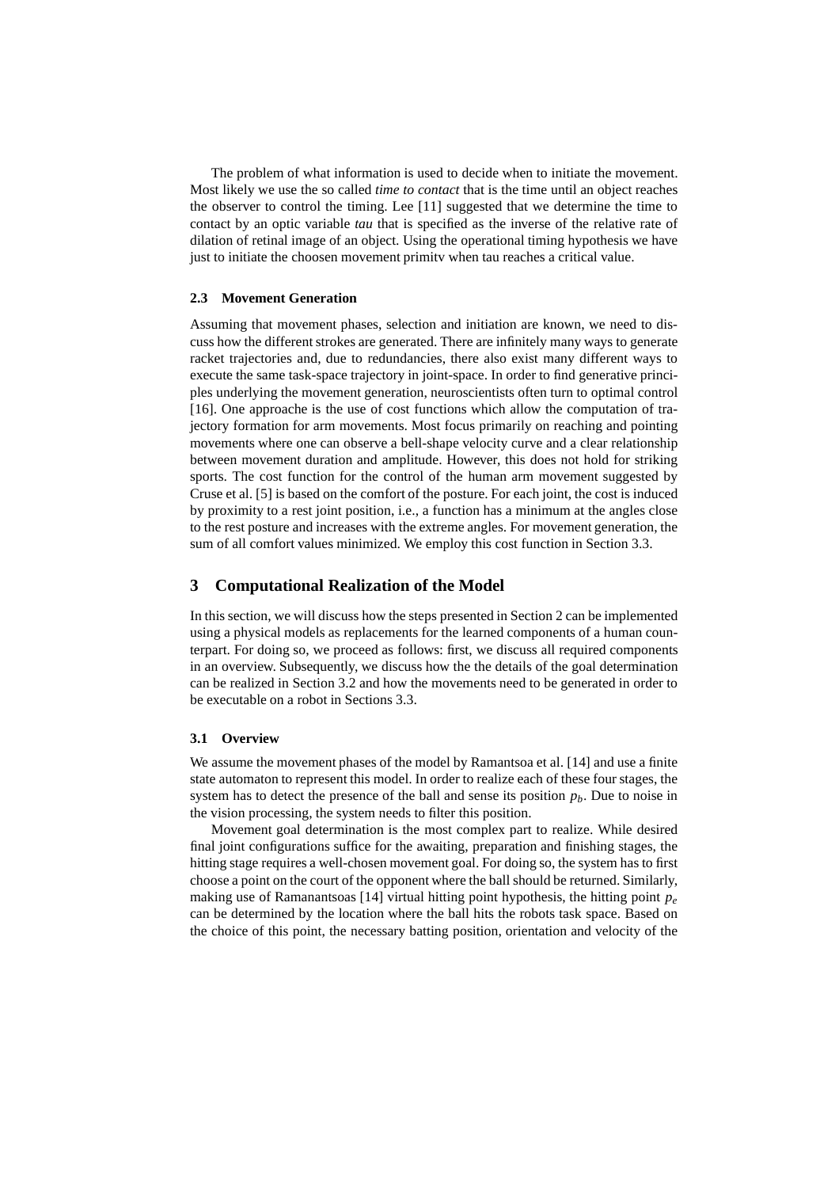The problem of what information is used to decide when to initiate the movement. Most likely we use the so called *time to contact* that is the time until an object reaches the observer to control the timing. Lee [11] suggested that we determine the time to contact by an optic variable *tau* that is specified as the inverse of the relative rate of dilation of retinal image of an object. Using the operational timing hypothesis we have just to initiate the choosen movement primitv when tau reaches a critical value.

### 2.3 Movement Generation

Assuming that movement phases, selection and initiation are known, we need to discuss how the different strokes are generated. There are infinitely many ways to generate racket trajectories and, due to redundancies, there also exist many different ways to execute the same task-space trajectory in joint-space. In order to find generative principles underlying the movement generation, neuroscientists often turn to optimal control [16]. One approache is the use of cost functions which allow the computation of trajectory formation for arm movements. Most focus primarily on reaching and pointing movements where one can observe a bell-shape velocity curve and a clear relationship between movement duration and amplitude. However, this does not hold for striking sports. The cost function for the control of the human arm movement suggested by Cruse et al. [5] is based on the comfort of the posture. For each joint, the cost is induced by proximity to a rest joint position, i.e., a function has a minimum at the angles close to the rest posture and increases with the extreme angles. For movement generation, the sum of all comfort values minimized. We employ this cost function in Section 3.3.

## 3 Computational Realization of the Model

In this section, we will discuss how the steps presented in Section 2 can be implemented using a physical models as replacements for the learned components of a human counterpart. For doing so, we proceed as follows: first, we discuss all required components in an overview. Subsequently, we discuss how the the details of the goal determination can be realized in Section 3.2 and how the movements need to be generated in order to be executable on a robot in Sections 3.3.

### 3.1 Overview

We assume the movement phases of the model by Ramantsoa et al. [14] and use a finite state automaton to represent this model. In order to realize each of these four stages, the system has to detect the presence of the ball and sense its position $p_b$. Due to noise in the vision processing, the system needs to filter this position.

Movement goal determination is the most complex part to realize. While desired final joint configurations suffice for the awaiting, preparation and finishing stages, the hitting stage requires a well-chosen movement goal. For doing so, the system has to first choose a point on the court of the opponent where the ball should be returned. Similarly, making use of Ramanantsoas [14] virtual hitting point hypothesis, the hitting point $p_e$ can be determined by the location where the ball hits the robots task space. Based on the choice of this point, the necessary batting position, orientation and velocity of the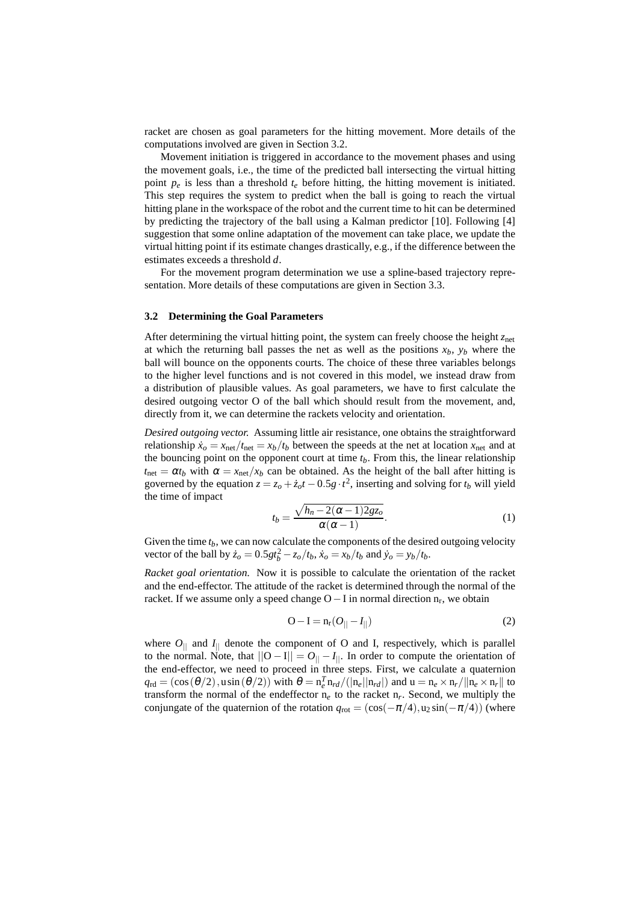racket are chosen as goal parameters for the hitting movement. More details of the computations involved are given in Section 3.2.

Movement initiation is triggered in accordance to the movement phases and using the movement goals, i.e., the time of the predicted ball intersecting the virtual hitting point $p_e$ is less than a threshold $t_e$ before hitting, the hitting movement is initiated. This step requires the system to predict when the ball is going to reach the virtual hitting plane in the workspace of the robot and the current time to hit can be determined by predicting the trajectory of the ball using a Kalman predictor [10]. Following [4] suggestion that some online adaptation of the movement can take place, we update the virtual hitting point if its estimate changes drastically, e.g., if the difference between the estimates exceeds a threshold $d$.

For the movement program determination we use a spline-based trajectory representation. More details of these computations are given in Section 3.3.

### 3.2 Determining the Goal Parameters

After determining the virtual hitting point, the system can freely choose the height $z_{\text{net}}$ at which the returning ball passes the net as well as the positions $x_b$, $y_b$ where the ball will bounce on the opponents courts. The choice of these three variables belongs to the higher level functions and is not covered in this model, we instead draw from a distribution of plausible values. As goal parameters, we have to first calculate the desired outgoing vector O of the ball which should result from the movement, and, directly from it, we can determine the rackets velocity and orientation.

*Desired outgoing vector.* Assuming little air resistance, one obtains the straightforward relationship $\dot{x}_o = x_{\text{net}}/t_{\text{net}} = x_b/t_b$ between the speeds at the net at location $x_{\text{net}}$ and at the bouncing point on the opponent court at time $t_b$. From this, the linear relationship $t_{\text{net}} = \alpha t_b$ with $\alpha = x_{\text{net}}/x_b$ can be obtained. As the height of the ball after hitting is governed by the equation $z = z_o + \dot{z}_o t - 0.5g \cdot t^2$, inserting and solving for $t_b$ will yield the time of impact

$$t_b = \frac{\sqrt{h_n - 2(\alpha-1)2gz_o}}{\alpha(\alpha-1)}. \tag{1}$$

Given the time $t_b$, we can now calculate the components of the desired outgoing velocity vector of the ball by $\dot{z}_o = 0.5gt_b^2 - z_o/t_b$, $\dot{x}_o = x_b/t_b$ and $\dot{y}_o = y_b/t_b$.

*Racket goal orientation.* Now it is possible to calculate the orientation of the racket and the end-effector. The attitude of the racket is determined through the normal of the racket. If we assume only a speed change $\mathrm{O} - \mathrm{I}$ in normal direction $\mathrm{n_r}$, we obtain

$$\mathrm{O} - \mathrm{I} = \mathrm{n_r}(O_{||} - I_{||}) \tag{2}$$

where $O_{||}$ and $I_{||}$ denote the component of O and I, respectively, which is parallel to the normal. Note, that $||\mathrm{O} - \mathrm{I}|| = O_{||} - I_{||}$. In order to compute the orientation of the end-effector, we need to proceed in three steps. First, we calculate a quaternion $q_{\text{rd}} = (\cos(\theta/2), \mathrm{u}\sin(\theta/2))$ with $\theta = \mathrm{n}_e^T \mathrm{n}_{rd}/(|\mathrm{n}_e||\mathrm{n}_{rd}|)$ and $\mathrm{u} = \mathrm{n}_e \times \mathrm{n}_r/\|\mathrm{n}_e \times \mathrm{n}_r\|$ to transform the normal of the endeffector $\mathrm{n}_e$ to the racket $\mathrm{n}_r$. Second, we multiply the conjungate of the quaternion of the rotation $q_{\text{rot}} = (\cos(-\pi/4), \mathrm{u}_2\sin(-\pi/4))$ (where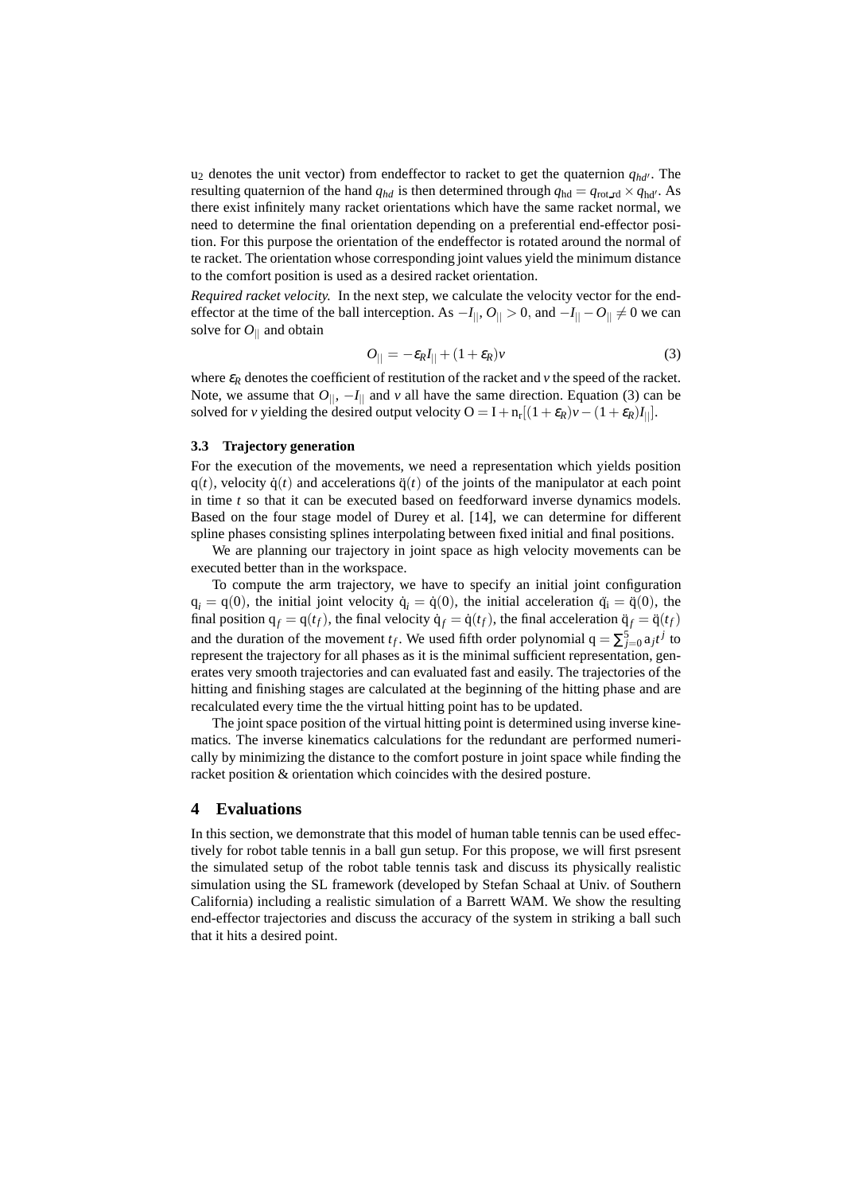$u_2$ denotes the unit vector) from endeffector to racket to get the quaternion $q_{hd'}$. The resulting quaternion of the hand $q_{hd}$ is then determined through $q_{\text{hd}} = q_{\text{rot\_rd}} \times q_{\text{hd}'}$. As there exist infinitely many racket orientations which have the same racket normal, we need to determine the final orientation depending on a preferential end-effector position. For this purpose the orientation of the endeffector is rotated around the normal of te racket. The orientation whose corresponding joint values yield the minimum distance to the comfort position is used as a desired racket orientation.

*Required racket velocity.* In the next step, we calculate the velocity vector for the end-effector at the time of the ball interception. As $-I_{||}$, $O_{||} > 0$, and $-I_{||} - O_{||} \neq 0$ we can solve for $O_{||}$ and obtain

$$O_{||} = -\varepsilon_R I_{||} + (1+\varepsilon_R)v \tag{3}$$

where $\varepsilon_R$ denotes the coefficient of restitution of the racket and $v$ the speed of the racket. Note, we assume that $O_{||}$, $-I_{||}$ and $v$ all have the same direction. Equation (3) can be solved for $v$ yielding the desired output velocity $\mathrm{O} = \mathrm{I} + \mathrm{n_r}[(1+\varepsilon_R)v - (1+\varepsilon_R)I_{||}]$.

### 3.3 Trajectory generation

For the execution of the movements, we need a representation which yields position $\mathrm{q}(t)$, velocity $\dot{\mathrm{q}}(t)$ and accelerations $\ddot{\mathrm{q}}(t)$ of the joints of the manipulator at each point in time $t$ so that it can be executed based on feedforward inverse dynamics models. Based on the four stage model of Durey et al. [14], we can determine for different spline phases consisting splines interpolating between fixed initial and final positions.

We are planning our trajectory in joint space as high velocity movements can be executed better than in the workspace.

To compute the arm trajectory, we have to specify an initial joint configuration $\mathrm{q}_i = \mathrm{q}(0)$, the initial joint velocity $\dot{\mathrm{q}}_i = \dot{\mathrm{q}}(0)$, the initial acceleration $\ddot{\mathrm{q}}_i = \ddot{\mathrm{q}}(0)$, the final position $\mathrm{q}_f = \mathrm{q}(t_f)$, the final velocity $\dot{\mathrm{q}}_f = \dot{\mathrm{q}}(t_f)$, the final acceleration $\ddot{\mathrm{q}}_f = \ddot{\mathrm{q}}(t_f)$ and the duration of the movement $t_f$. We used fifth order polynomial $\mathrm{q} = \sum_{j=0}^{5} \mathrm{a}_j t^j$ to represent the trajectory for all phases as it is the minimal sufficient representation, generates very smooth trajectories and can evaluated fast and easily. The trajectories of the hitting and finishing stages are calculated at the beginning of the hitting phase and are recalculated every time the the virtual hitting point has to be updated.

The joint space position of the virtual hitting point is determined using inverse kinematics. The inverse kinematics calculations for the redundant are performed numerically by minimizing the distance to the comfort posture in joint space while finding the racket position & orientation which coincides with the desired posture.

## 4 Evaluations

In this section, we demonstrate that this model of human table tennis can be used effectively for robot table tennis in a ball gun setup. For this propose, we will first psresent the simulated setup of the robot table tennis task and discuss its physically realistic simulation using the SL framework (developed by Stefan Schaal at Univ. of Southern California) including a realistic simulation of a Barrett WAM. We show the resulting end-effector trajectories and discuss the accuracy of the system in striking a ball such that it hits a desired point.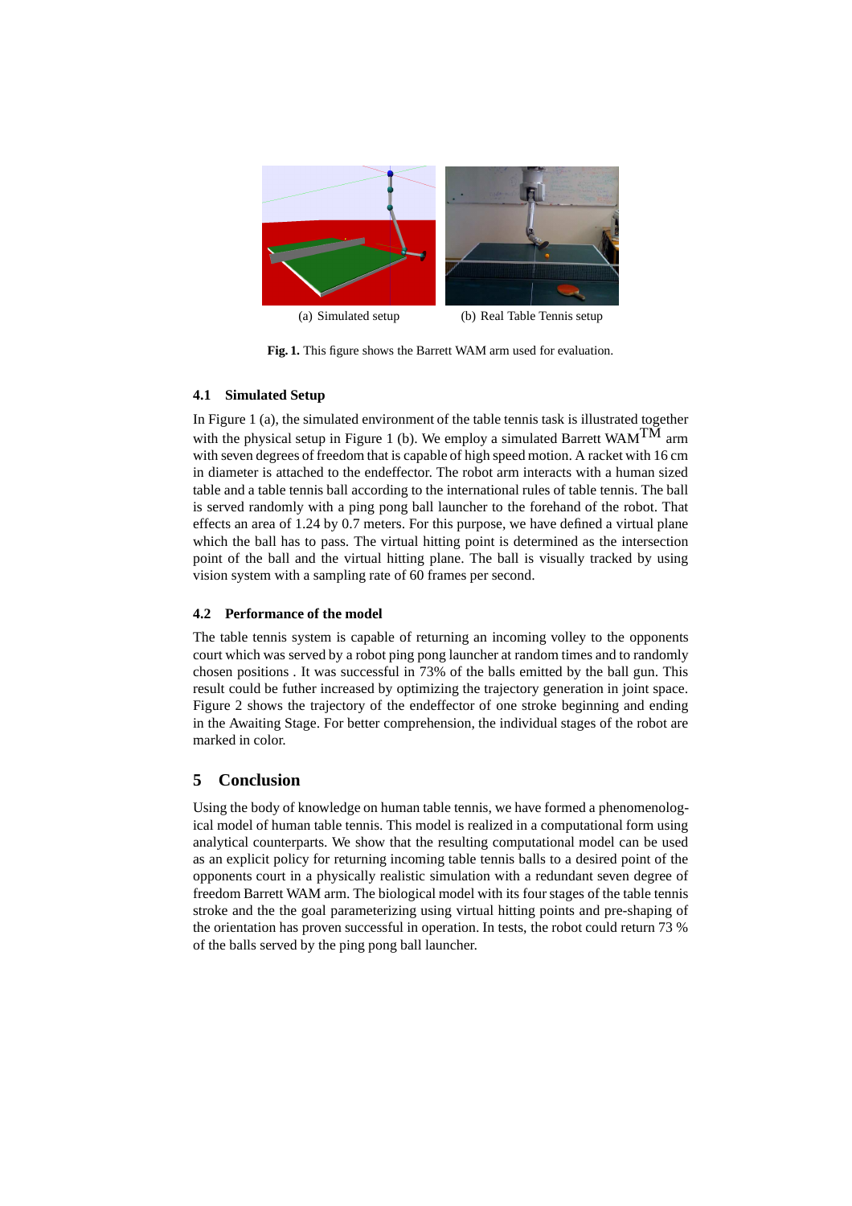(a) Simulated setup

(b) Real Table Tennis setup

**Fig. 1.** This figure shows the Barrett WAM arm used for evaluation.

### 4.1 Simulated Setup

In Figure 1 (a), the simulated environment of the table tennis task is illustrated together with the physical setup in Figure 1 (b). We employ a simulated Barrett WAM$^{\text{TM}}$ arm with seven degrees of freedom that is capable of high speed motion. A racket with 16 cm in diameter is attached to the endeffector. The robot arm interacts with a human sized table and a table tennis ball according to the international rules of table tennis. The ball is served randomly with a ping pong ball launcher to the forehand of the robot. That effects an area of 1.24 by 0.7 meters. For this purpose, we have defined a virtual plane which the ball has to pass. The virtual hitting point is determined as the intersection point of the ball and the virtual hitting plane. The ball is visually tracked by using vision system with a sampling rate of 60 frames per second.

### 4.2 Performance of the model

The table tennis system is capable of returning an incoming volley to the opponents court which was served by a robot ping pong launcher at random times and to randomly chosen positions . It was successful in 73% of the balls emitted by the ball gun. This result could be futher increased by optimizing the trajectory generation in joint space. Figure 2 shows the trajectory of the endeffector of one stroke beginning and ending in the Awaiting Stage. For better comprehension, the individual stages of the robot are marked in color.

## 5 Conclusion

Using the body of knowledge on human table tennis, we have formed a phenomenological model of human table tennis. This model is realized in a computational form using analytical counterparts. We show that the resulting computational model can be used as an explicit policy for returning incoming table tennis balls to a desired point of the opponents court in a physically realistic simulation with a redundant seven degree of freedom Barrett WAM arm. The biological model with its four stages of the table tennis stroke and the the goal parameterizing using virtual hitting points and pre-shaping of the orientation has proven successful in operation. In tests, the robot could return 73 % of the balls served by the ping pong ball launcher.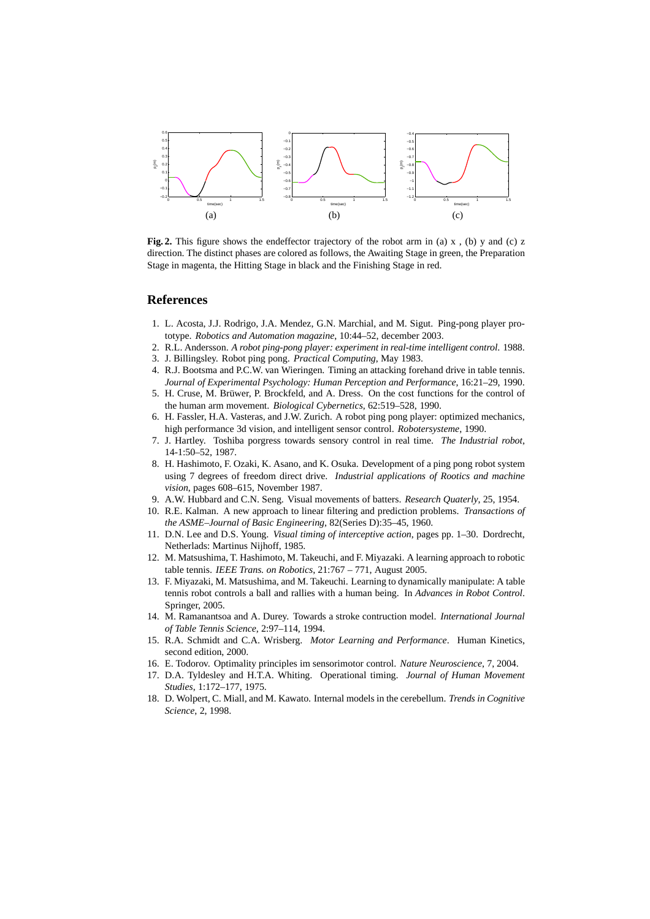0.6
0.5
0.4
0.3
0.2
0.1
0
−0.1
−0.2
0
0.5
1
1.5
time(sec)
$p_x$(m)

(a)

0
−0.1
−0.2
−0.3
−0.4
−0.5
−0.6
−0.7
−0.8
0
0.5
1
1.5
time(sec)
$p_y$(m)

(b)

−0.4
−0.5
−0.6
−0.7
−0.8
−0.9
−1
−1.1
−1.2
0
0.5
1
1.5
time(sec)
$p_z$(m)

(c)

**Fig. 2.** This figure shows the endeffector trajectory of the robot arm in (a) x , (b) y and (c) z direction. The distinct phases are colored as follows, the Awaiting Stage in green, the Preparation Stage in magenta, the Hitting Stage in black and the Finishing Stage in red.

## References

1. L. Acosta, J.J. Rodrigo, J.A. Mendez, G.N. Marchial, and M. Sigut. Ping-pong player prototype. *Robotics and Automation magazine*, 10:44–52, december 2003.
2. R.L. Andersson. *A robot ping-pong player: experiment in real-time intelligent control.* 1988.
3. J. Billingsley. Robot ping pong. *Practical Computing*, May 1983.
4. R.J. Bootsma and P.C.W. van Wieringen. Timing an attacking forehand drive in table tennis. *Journal of Experimental Psychology: Human Perception and Performance*, 16:21–29, 1990.
5. H. Cruse, M. Brüwer, P. Brockfeld, and A. Dress. On the cost functions for the control of the human arm movement. *Biological Cybernetics*, 62:519–528, 1990.
6. H. Fassler, H.A. Vasteras, and J.W. Zurich. A robot ping pong player: optimized mechanics, high performance 3d vision, and intelligent sensor control. *Robotersysteme*, 1990.
7. J. Hartley. Toshiba porgress towards sensory control in real time. *The Industrial robot*, 14-1:50–52, 1987.
8. H. Hashimoto, F. Ozaki, K. Asano, and K. Osuka. Development of a ping pong robot system using 7 degrees of freedom direct drive. *Industrial applications of Rootics and machine vision*, pages 608–615, November 1987.
9. A.W. Hubbard and C.N. Seng. Visual movements of batters. *Research Quaterly*, 25, 1954.
10. R.E. Kalman. A new approach to linear filtering and prediction problems. *Transactions of the ASME–Journal of Basic Engineering*, 82(Series D):35–45, 1960.
11. D.N. Lee and D.S. Young. *Visual timing of interceptive action*, pages pp. 1–30. Dordrecht, Netherlads: Martinus Nijhoff, 1985.
12. M. Matsushima, T. Hashimoto, M. Takeuchi, and F. Miyazaki. A learning approach to robotic table tennis. *IEEE Trans. on Robotics*, 21:767 – 771, August 2005.
13. F. Miyazaki, M. Matsushima, and M. Takeuchi. Learning to dynamically manipulate: A table tennis robot controls a ball and rallies with a human being. In *Advances in Robot Control*. Springer, 2005.
14. M. Ramanantsoa and A. Durey. Towards a stroke contruction model. *International Journal of Table Tennis Science*, 2:97–114, 1994.
15. R.A. Schmidt and C.A. Wrisberg. *Motor Learning and Performance*. Human Kinetics, second edition, 2000.
16. E. Todorov. Optimality principles im sensorimotor control. *Nature Neuroscience*, 7, 2004.
17. D.A. Tyldesley and H.T.A. Whiting. Operational timing. *Journal of Human Movement Studies*, 1:172–177, 1975.
18. D. Wolpert, C. Miall, and M. Kawato. Internal models in the cerebellum. *Trends in Cognitive Science*, 2, 1998.